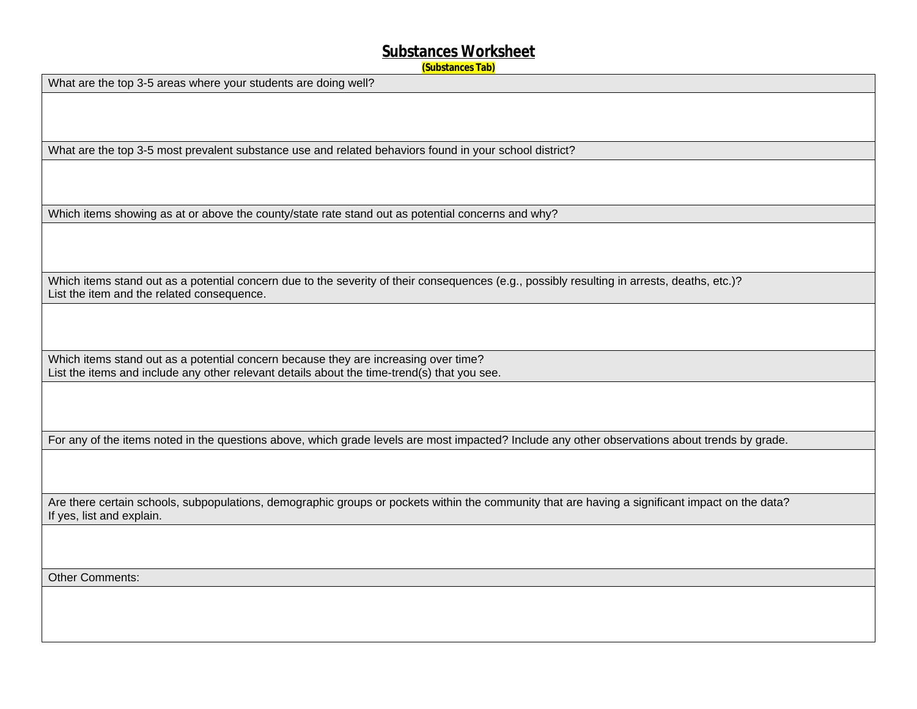# Substances Worksheet

**(Substances Tab)**

| What are the top 3-5 areas where your students are doing well? |
|---|
| |
| **What are the top 3-5 most prevalent substance use and related behaviors found in your school district?** |
| |
| **Which items showing as at or above the county/state rate stand out as potential concerns and why?** |
| |
| **Which items stand out as a potential concern due to the severity of their consequences (e.g., possibly resulting in arrests, deaths, etc.)? List the item and the related consequence.** |
| |
| **Which items stand out as a potential concern because they are increasing over time? List the items and include any other relevant details about the time-trend(s) that you see.** |
| |
| **For any of the items noted in the questions above, which grade levels are most impacted? Include any other observations about trends by grade.** |
| |
| **Are there certain schools, subpopulations, demographic groups or pockets within the community that are having a significant impact on the data? If yes, list and explain.** |
| |
| **Other Comments:** |
| |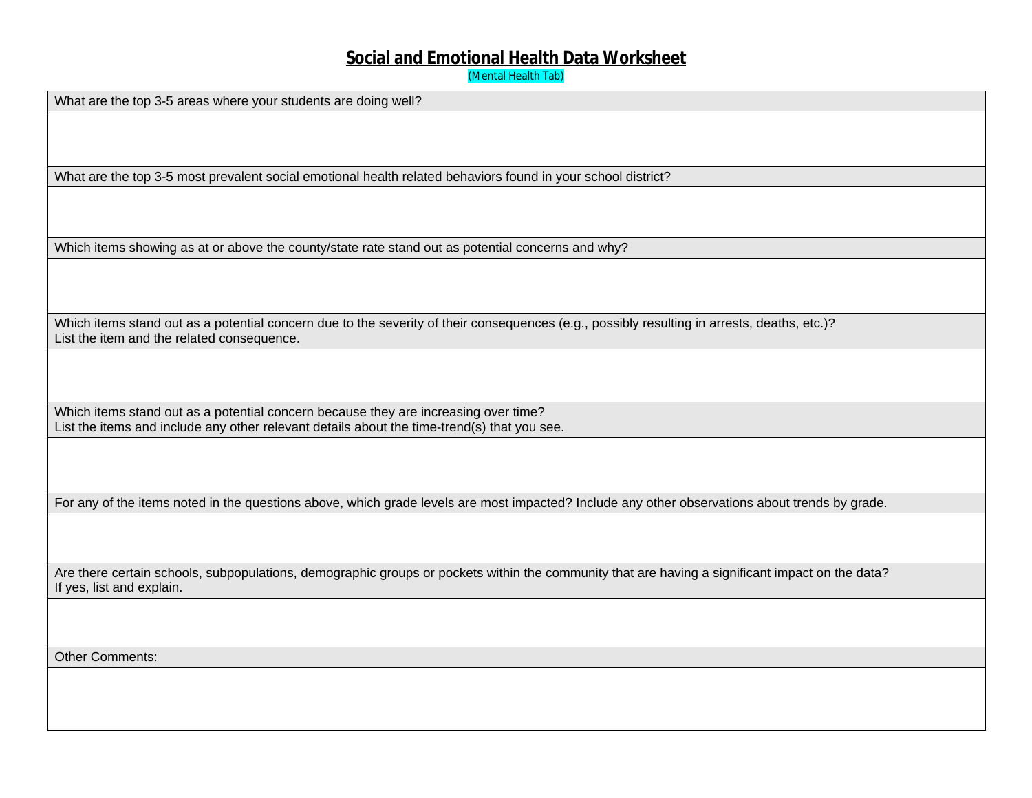# Social and Emotional Health Data Worksheet

(Mental Health Tab)

| What are the top 3-5 areas where your students are doing well? |
|---|
| |
| **What are the top 3-5 most prevalent social emotional health related behaviors found in your school district?** |
| |
| **Which items showing as at or above the county/state rate stand out as potential concerns and why?** |
| |
| **Which items stand out as a potential concern due to the severity of their consequences (e.g., possibly resulting in arrests, deaths, etc.)? List the item and the related consequence.** |
| |
| **Which items stand out as a potential concern because they are increasing over time? List the items and include any other relevant details about the time-trend(s) that you see.** |
| |
| **For any of the items noted in the questions above, which grade levels are most impacted? Include any other observations about trends by grade.** |
| |
| **Are there certain schools, subpopulations, demographic groups or pockets within the community that are having a significant impact on the data? If yes, list and explain.** |
| |
| **Other Comments:** |
| |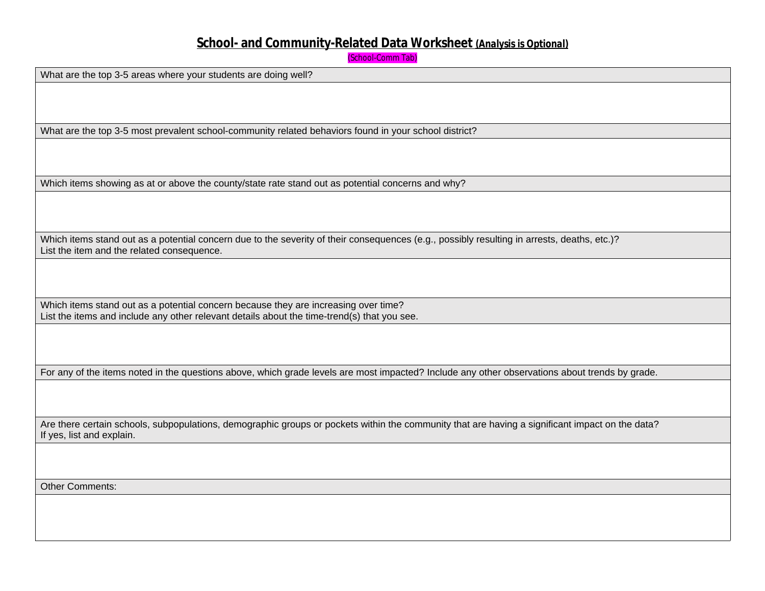# School- and Community-Related Data Worksheet (Analysis is Optional)

(School-Comm Tab)

| What are the top 3-5 areas where your students are doing well? |
|---|
| |
| **What are the top 3-5 most prevalent school-community related behaviors found in your school district?** |
| |
| **Which items showing as at or above the county/state rate stand out as potential concerns and why?** |
| |
| **Which items stand out as a potential concern due to the severity of their consequences (e.g., possibly resulting in arrests, deaths, etc.)? List the item and the related consequence.** |
| |
| **Which items stand out as a potential concern because they are increasing over time? List the items and include any other relevant details about the time-trend(s) that you see.** |
| |
| **For any of the items noted in the questions above, which grade levels are most impacted? Include any other observations about trends by grade.** |
| |
| **Are there certain schools, subpopulations, demographic groups or pockets within the community that are having a significant impact on the data? If yes, list and explain.** |
| |
| **Other Comments:** |
| |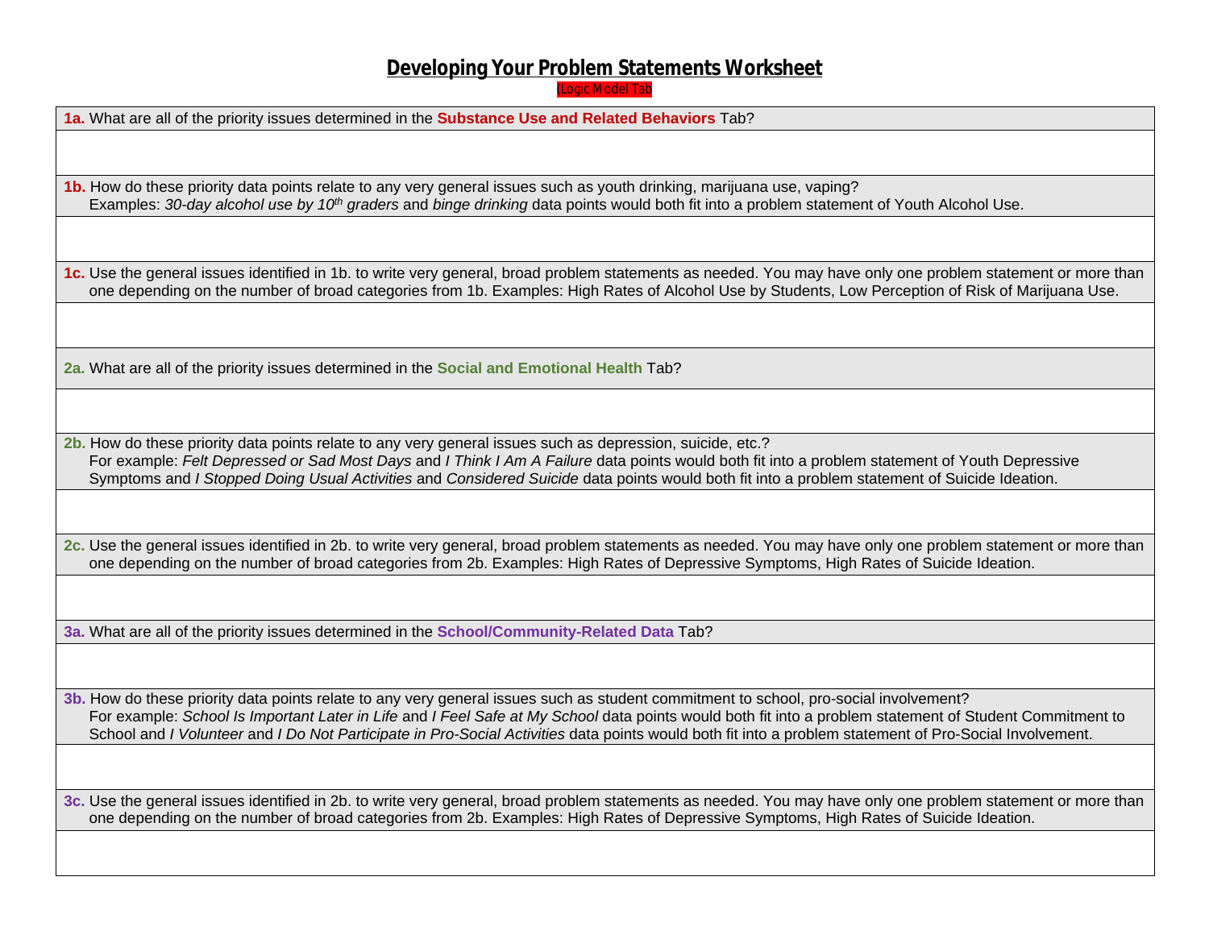# Developing Your Problem Statements Worksheet

(Logic Model Tab

| **1a.** What are all of the priority issues determined in the **Substance Use and Related Behaviors** Tab? |
|---|
| |
| **1b.** How do these priority data points relate to any very general issues such as youth drinking, marijuana use, vaping?<br>Examples: *30-day alcohol use by 10th graders* and *binge drinking* data points would both fit into a problem statement of Youth Alcohol Use. |
| |
| **1c.** Use the general issues identified in 1b. to write very general, broad problem statements as needed. You may have only one problem statement or more than one depending on the number of broad categories from 1b. Examples: High Rates of Alcohol Use by Students, Low Perception of Risk of Marijuana Use. |
| |
| **2a.** What are all of the priority issues determined in the **Social and Emotional Health** Tab? |
| |
| **2b.** How do these priority data points relate to any very general issues such as depression, suicide, etc.?<br>For example: *Felt Depressed or Sad Most Days* and *I Think I Am A Failure* data points would both fit into a problem statement of Youth Depressive Symptoms and *I Stopped Doing Usual Activities* and *Considered Suicide* data points would both fit into a problem statement of Suicide Ideation. |
| |
| **2c.** Use the general issues identified in 2b. to write very general, broad problem statements as needed. You may have only one problem statement or more than one depending on the number of broad categories from 2b. Examples: High Rates of Depressive Symptoms, High Rates of Suicide Ideation. |
| |
| **3a.** What are all of the priority issues determined in the **School/Community-Related Data** Tab? |
| |
| **3b.** How do these priority data points relate to any very general issues such as student commitment to school, pro-social involvement?<br>For example: *School Is Important Later in Life* and *I Feel Safe at My School* data points would both fit into a problem statement of Student Commitment to School and *I Volunteer* and *I Do Not Participate in Pro-Social Activities* data points would both fit into a problem statement of Pro-Social Involvement. |
| |
| **3c.** Use the general issues identified in 2b. to write very general, broad problem statements as needed. You may have only one problem statement or more than one depending on the number of broad categories from 2b. Examples: High Rates of Depressive Symptoms, High Rates of Suicide Ideation. |
| |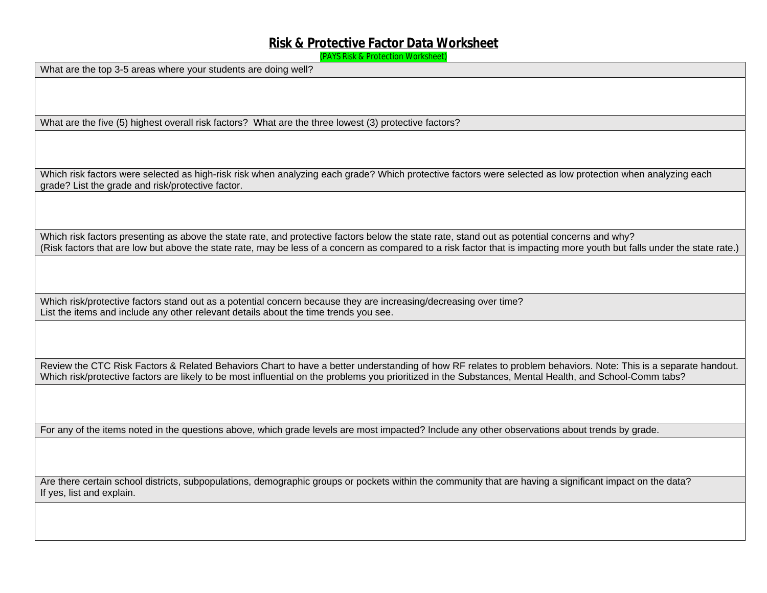# Risk & Protective Factor Data Worksheet

(PAYS Risk & Protection Worksheet)

| What are the top 3-5 areas where your students are doing well? |
|---|
| |
| What are the five (5) highest overall risk factors? What are the three lowest (3) protective factors? |
| |
| Which risk factors were selected as high-risk risk when analyzing each grade? Which protective factors were selected as low protection when analyzing each grade? List the grade and risk/protective factor. |
| |
| Which risk factors presenting as above the state rate, and protective factors below the state rate, stand out as potential concerns and why?<br>(Risk factors that are low but above the state rate, may be less of a concern as compared to a risk factor that is impacting more youth but falls under the state rate.) |
| |
| Which risk/protective factors stand out as a potential concern because they are increasing/decreasing over time?<br>List the items and include any other relevant details about the time trends you see. |
| |
| Review the CTC Risk Factors & Related Behaviors Chart to have a better understanding of how RF relates to problem behaviors. Note: This is a separate handout.<br>Which risk/protective factors are likely to be most influential on the problems you prioritized in the Substances, Mental Health, and School-Comm tabs? |
| |
| For any of the items noted in the questions above, which grade levels are most impacted? Include any other observations about trends by grade. |
| |
| Are there certain school districts, subpopulations, demographic groups or pockets within the community that are having a significant impact on the data?<br>If yes, list and explain. |
| |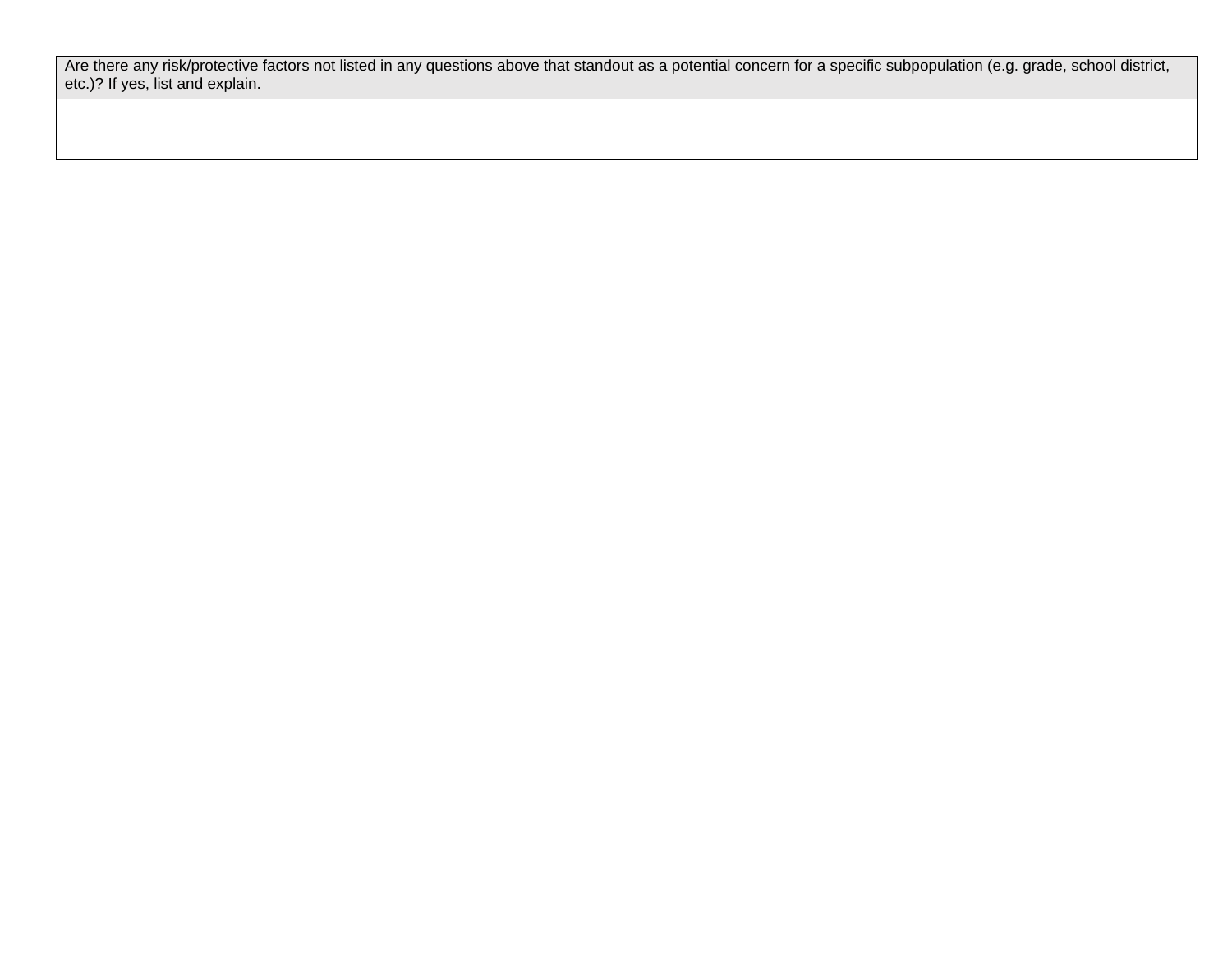| Are there any risk/protective factors not listed in any questions above that standout as a potential concern for a specific subpopulation (e.g. grade, school district, etc.)? If yes, list and explain. |
| --- |
| |